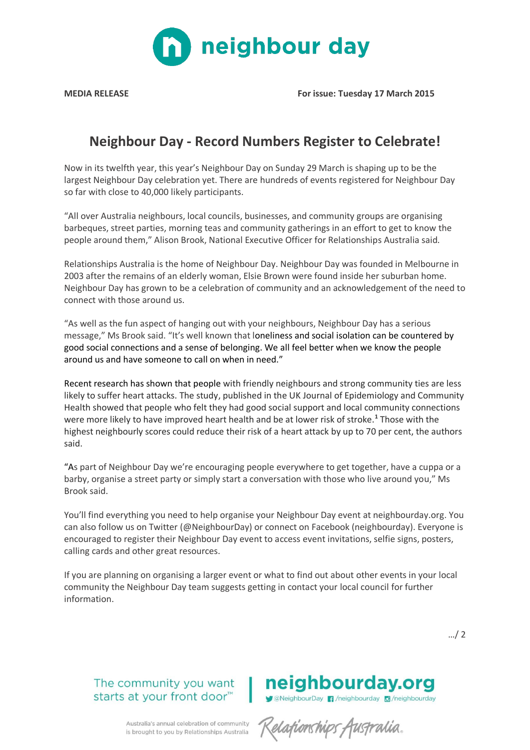neighbour day

**MEDIA RELEASE** **For issue: Tuesday 17 March 2015**

# Neighbour Day - Record Numbers Register to Celebrate!

Now in its twelfth year, this year's Neighbour Day on Sunday 29 March is shaping up to be the largest Neighbour Day celebration yet. There are hundreds of events registered for Neighbour Day so far with close to 40,000 likely participants.

"All over Australia neighbours, local councils, businesses, and community groups are organising barbeques, street parties, morning teas and community gatherings in an effort to get to know the people around them," Alison Brook, National Executive Officer for Relationships Australia said.

Relationships Australia is the home of Neighbour Day. Neighbour Day was founded in Melbourne in 2003 after the remains of an elderly woman, Elsie Brown were found inside her suburban home. Neighbour Day has grown to be a celebration of community and an acknowledgement of the need to connect with those around us.

"As well as the fun aspect of hanging out with your neighbours, Neighbour Day has a serious message," Ms Brook said. "It's well known that loneliness and social isolation can be countered by good social connections and a sense of belonging. We all feel better when we know the people around us and have someone to call on when in need."

Recent research has shown that people with friendly neighbours and strong community ties are less likely to suffer heart attacks. The study, published in the UK Journal of Epidemiology and Community Health showed that people who felt they had good social support and local community connections were more likely to have improved heart health and be at lower risk of stroke.[1] Those with the highest neighbourly scores could reduce their risk of a heart attack by up to 70 per cent, the authors said.

"As part of Neighbour Day we're encouraging people everywhere to get together, have a cuppa or a barby, organise a street party or simply start a conversation with those who live around you," Ms Brook said.

You'll find everything you need to help organise your Neighbour Day event at neighbourday.org. You can also follow us on Twitter (@NeighbourDay) or connect on Facebook (neighbourday). Everyone is encouraged to register their Neighbour Day event to access event invitations, selfie signs, posters, calling cards and other great resources.

If you are planning on organising a larger event or what to find out about other events in your local community the Neighbour Day team suggests getting in contact your local council for further information.

…/ 2

The community you want starts at your front door™

neighbourday.org
@NeighbourDay /neighbourday /neighbourday

Australia's annual celebration of community is brought to you by Relationships Australia

Relationships Australia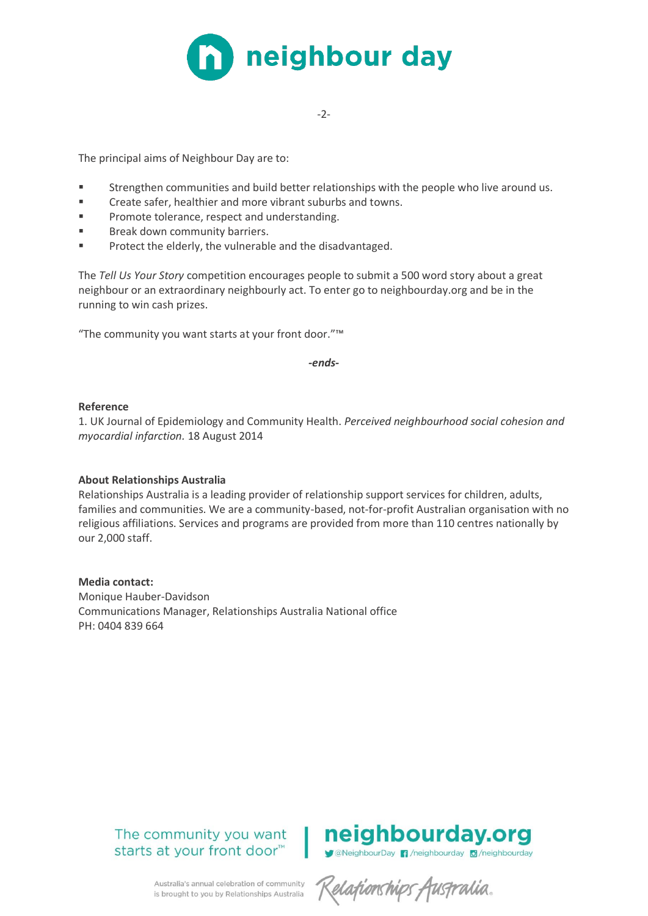The principal aims of Neighbour Day are to:

- Strengthen communities and build better relationships with the people who live around us.
- Create safer, healthier and more vibrant suburbs and towns.
- Promote tolerance, respect and understanding.
- Break down community barriers.
- Protect the elderly, the vulnerable and the disadvantaged.

The *Tell Us Your Story* competition encourages people to submit a 500 word story about a great neighbour or an extraordinary neighbourly act. To enter go to neighbourday.org and be in the running to win cash prizes.

“The community you want starts at your front door.”™

***-ends-***

**Reference**

1. UK Journal of Epidemiology and Community Health. *Perceived neighbourhood social cohesion and myocardial infarction.* 18 August 2014

**About Relationships Australia**

Relationships Australia is a leading provider of relationship support services for children, adults, families and communities. We are a community-based, not-for-profit Australian organisation with no religious affiliations. Services and programs are provided from more than 110 centres nationally by our 2,000 staff.

**Media contact:**

Monique Hauber-Davidson
Communications Manager, Relationships Australia National office
PH: 0404 839 664

The community you want starts at your front door™

neighbourday.org
@NeighbourDay /neighbourday /neighbourday

Australia's annual celebration of community is brought to you by Relationships Australia